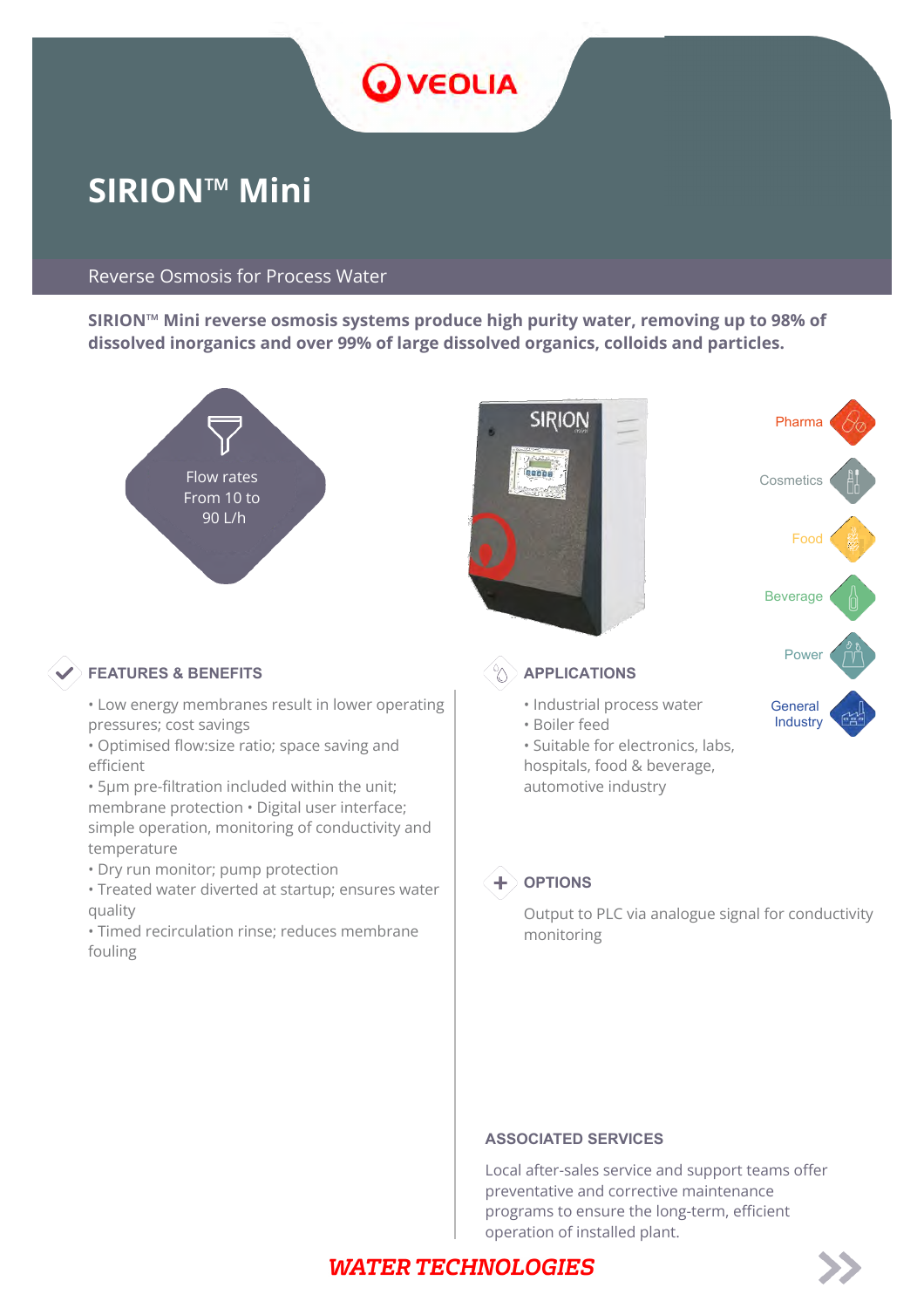# SIRION™ Mini

Reverse Osmosis for Process Water

**SIRION™ Mini reverse osmosis systems produce high purity water, removing up to 98% of dissolved inorganics and over 99% of large dissolved organics, colloids and particles.**

Flow rates
From 10 to
90 L/h

Pharma

Cosmetics

Food

Beverage

Power

General Industry

## FEATURES & BENEFITS

- Low energy membranes result in lower operating pressures; cost savings
- Optimised flow:size ratio; space saving and efficient
- 5µm pre-filtration included within the unit; membrane protection
- Digital user interface; simple operation, monitoring of conductivity and temperature
- Dry run monitor; pump protection
- Treated water diverted at startup; ensures water quality
- Timed recirculation rinse; reduces membrane fouling

## APPLICATIONS

- Industrial process water
- Boiler feed
- Suitable for electronics, labs, hospitals, food & beverage, automotive industry

## OPTIONS

Output to PLC via analogue signal for conductivity monitoring

## ASSOCIATED SERVICES

Local after-sales service and support teams offer preventative and corrective maintenance programs to ensure the long-term, efficient operation of installed plant.

**WATER TECHNOLOGIES**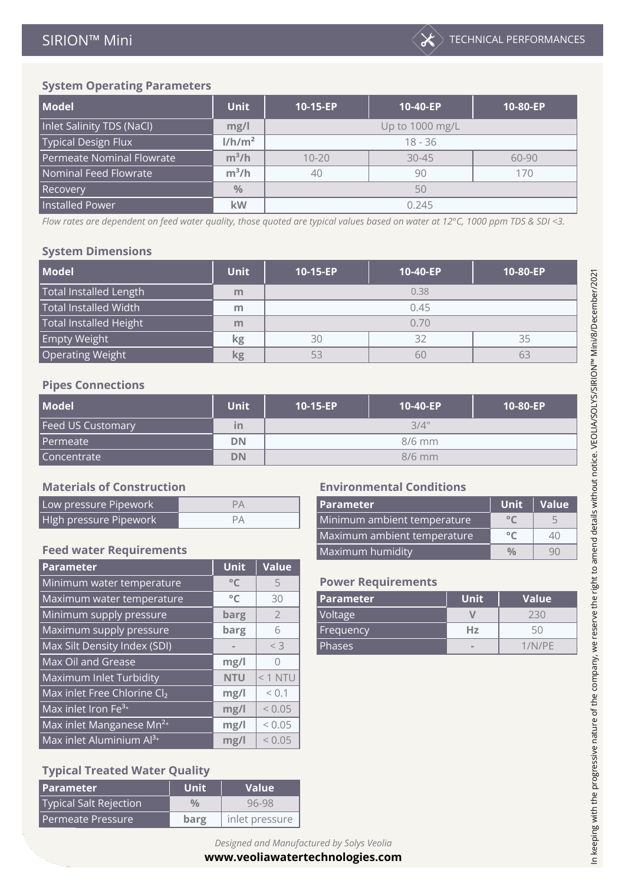# SIRION™ Mini

TECHNICAL PERFORMANCES

### System Operating Parameters

| Model | Unit | 10-15-EP | 10-40-EP | 10-80-EP |
|---|---|---|---|---|
| Inlet Salinity TDS (NaCl) | mg/l | Up to 1000 mg/L | | |
| Typical Design Flux | l/h/m² | 18 - 36 | | |
| Permeate Nominal Flowrate | m³/h | 10-20 | 30-45 | 60-90 |
| Nominal Feed Flowrate | m³/h | 40 | 90 | 170 |
| Recovery | % | 50 | | |
| Installed Power | kW | 0.245 | | |

*Flow rates are dependent on feed water quality, those quoted are typical values based on water at 12°C, 1000 ppm TDS & SDI <3.*

### System Dimensions

| Model | Unit | 10-15-EP | 10-40-EP | 10-80-EP |
|---|---|---|---|---|
| Total Installed Length | m | 0.38 | | |
| Total Installed Width | m | 0.45 | | |
| Total Installed Height | m | 0.70 | | |
| Empty Weight | kg | 30 | 32 | 35 |
| Operating Weight | kg | 53 | 60 | 63 |

### Pipes Connections

| Model | Unit | 10-15-EP | 10-40-EP | 10-80-EP |
|---|---|---|---|---|
| Feed US Customary | in | 3/4" | | |
| Permeate | DN | 8/6 mm | | |
| Concentrate | DN | 8/6 mm | | |

### Materials of Construction

| | |
|---|---|
| Low pressure Pipework | PA |
| HIgh pressure Pipework | PA |

### Feed water Requirements

| Parameter | Unit | Value |
|---|---|---|
| Minimum water temperature | °C | 5 |
| Maximum water temperature | °C | 30 |
| Minimum supply pressure | barg | 2 |
| Maximum supply pressure | barg | 6 |
| Max Silt Density Index (SDI) | - | < 3 |
| Max Oil and Grease | mg/l | 0 |
| Maximum Inlet Turbidity | NTU | < 1 NTU |
| Max inlet Free Chlorine $Cl_2$ | mg/l | < 0.1 |
| Max inlet Iron $Fe^{3+}$ | mg/l | < 0.05 |
| Max inlet Manganese $Mn^{2+}$ | mg/l | < 0.05 |
| Max inlet Aluminium $Al^{3+}$ | mg/l | < 0.05 |

### Typical Treated Water Quality

| Parameter | Unit | Value |
|---|---|---|
| Typical Salt Rejection | % | 96-98 |
| Permeate Pressure | barg | inlet pressure |

### Environmental Conditions

| Parameter | Unit | Value |
|---|---|---|
| Minimum ambient temperature | °C | 5 |
| Maximum ambient temperature | °C | 40 |
| Maximum humidity | % | 90 |

### Power Requirements

| Parameter | Unit | Value |
|---|---|---|
| Voltage | V | 230 |
| Frequency | Hz | 50 |
| Phases | - | 1/N/PE |

*Designed and Manufactured by Solys Veolia*

**www.veoliawatertechnologies.com**

In keeping with the progressive nature of the company, we reserve the right to amend details without notice. VEOLIA/SOLYS/SIRION™ Mini/8/December/2021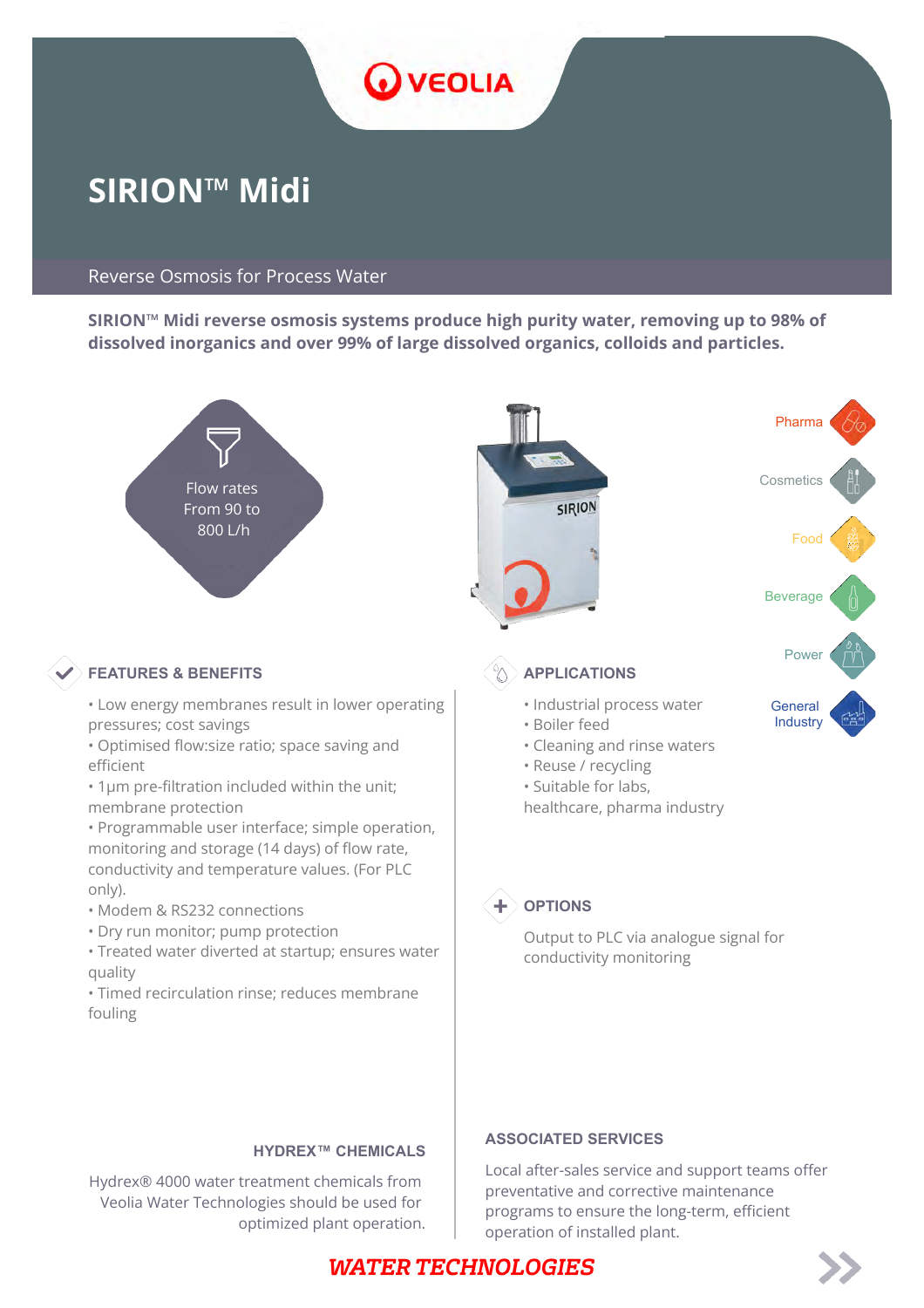# SIRION™ Midi

## Reverse Osmosis for Process Water

**SIRION™ Midi reverse osmosis systems produce high purity water, removing up to 98% of dissolved inorganics and over 99% of large dissolved organics, colloids and particles.**

Flow rates From 90 to 800 L/h

Pharma
Cosmetics
Food
Beverage
Power
General Industry

### FEATURES & BENEFITS

- Low energy membranes result in lower operating pressures; cost savings
- Optimised flow:size ratio; space saving and efficient
- 1µm pre-filtration included within the unit; membrane protection
- Programmable user interface; simple operation, monitoring and storage (14 days) of flow rate, conductivity and temperature values. (For PLC only).
- Modem & RS232 connections
- Dry run monitor; pump protection
- Treated water diverted at startup; ensures water quality
- Timed recirculation rinse; reduces membrane fouling

### APPLICATIONS

- Industrial process water
- Boiler feed
- Cleaning and rinse waters
- Reuse / recycling
- Suitable for labs, healthcare, pharma industry

### OPTIONS

Output to PLC via analogue signal for conductivity monitoring

### HYDREX™ CHEMICALS

Hydrex® 4000 water treatment chemicals from Veolia Water Technologies should be used for optimized plant operation.

### ASSOCIATED SERVICES

Local after-sales service and support teams offer preventative and corrective maintenance programs to ensure the long-term, efficient operation of installed plant.

**WATER TECHNOLOGIES**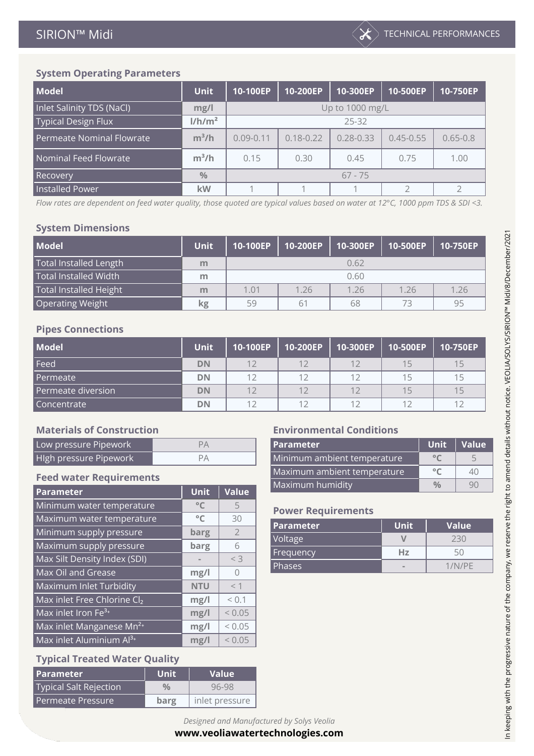# SIRION™ Midi

TECHNICAL PERFORMANCES

### System Operating Parameters

| Model | Unit | 10-100EP | 10-200EP | 10-300EP | 10-500EP | 10-750EP |
|---|---|---|---|---|---|---|
| Inlet Salinity TDS (NaCl) | mg/l | Up to 1000 mg/L | | | | |
| Typical Design Flux | l/h/m² | 25-32 | | | | |
| Permeate Nominal Flowrate | m³/h | 0.09-0.11 | 0.18-0.22 | 0.28-0.33 | 0.45-0.55 | 0.65-0.8 |
| Nominal Feed Flowrate | m³/h | 0.15 | 0.30 | 0.45 | 0.75 | 1.00 |
| Recovery | % | 67 - 75 | | | | |
| Installed Power | kW | 1 | 1 | 1 | 2 | 2 |

*Flow rates are dependent on feed water quality, those quoted are typical values based on water at 12°C, 1000 ppm TDS & SDI <3.*

### System Dimensions

| Model | Unit | 10-100EP | 10-200EP | 10-300EP | 10-500EP | 10-750EP |
|---|---|---|---|---|---|---|
| Total Installed Length | m | 0.62 | | | | |
| Total Installed Width | m | 0.60 | | | | |
| Total Installed Height | m | 1.01 | 1.26 | 1.26 | 1.26 | 1.26 |
| Operating Weight | kg | 59 | 61 | 68 | 73 | 95 |

### Pipes Connections

| Model | Unit | 10-100EP | 10-200EP | 10-300EP | 10-500EP | 10-750EP |
|---|---|---|---|---|---|---|
| Feed | DN | 12 | 12 | 12 | 15 | 15 |
| Permeate | DN | 12 | 12 | 12 | 15 | 15 |
| Permeate diversion | DN | 12 | 12 | 12 | 15 | 15 |
| Concentrate | DN | 12 | 12 | 12 | 12 | 12 |

### Materials of Construction

| | |
|---|---|
| Low pressure Pipework | PA |
| HIgh pressure Pipework | PA |

### Feed water Requirements

| Parameter | Unit | Value |
|---|---|---|
| Minimum water temperature | °C | 5 |
| Maximum water temperature | °C | 30 |
| Minimum supply pressure | barg | 2 |
| Maximum supply pressure | barg | 6 |
| Max Silt Density Index (SDI) | - | < 3 |
| Max Oil and Grease | mg/l | 0 |
| Maximum Inlet Turbidity | NTU | < 1 |
| Max inlet Free Chlorine $Cl_2$ | mg/l | < 0.1 |
| Max inlet Iron $Fe^{3+}$ | mg/l | < 0.05 |
| Max inlet Manganese $Mn^{2+}$ | mg/l | < 0.05 |
| Max inlet Aluminium $Al^{3+}$ | mg/l | < 0.05 |

### Typical Treated Water Quality

| Parameter | Unit | Value |
|---|---|---|
| Typical Salt Rejection | % | 96-98 |
| Permeate Pressure | barg | inlet pressure |

### Environmental Conditions

| Parameter | Unit | Value |
|---|---|---|
| Minimum ambient temperature | °C | 5 |
| Maximum ambient temperature | °C | 40 |
| Maximum humidity | % | 90 |

### Power Requirements

| Parameter | Unit | Value |
|---|---|---|
| Voltage | V | 230 |
| Frequency | Hz | 50 |
| Phases | - | 1/N/PE |

*Designed and Manufactured by Solys Veolia*

**www.veoliawatertechnologies.com**

In keeping with the progressive nature of the company, we reserve the right to amend details without notice. VEOLIA/SOLYS/SIRION™ Midi/8/December/2021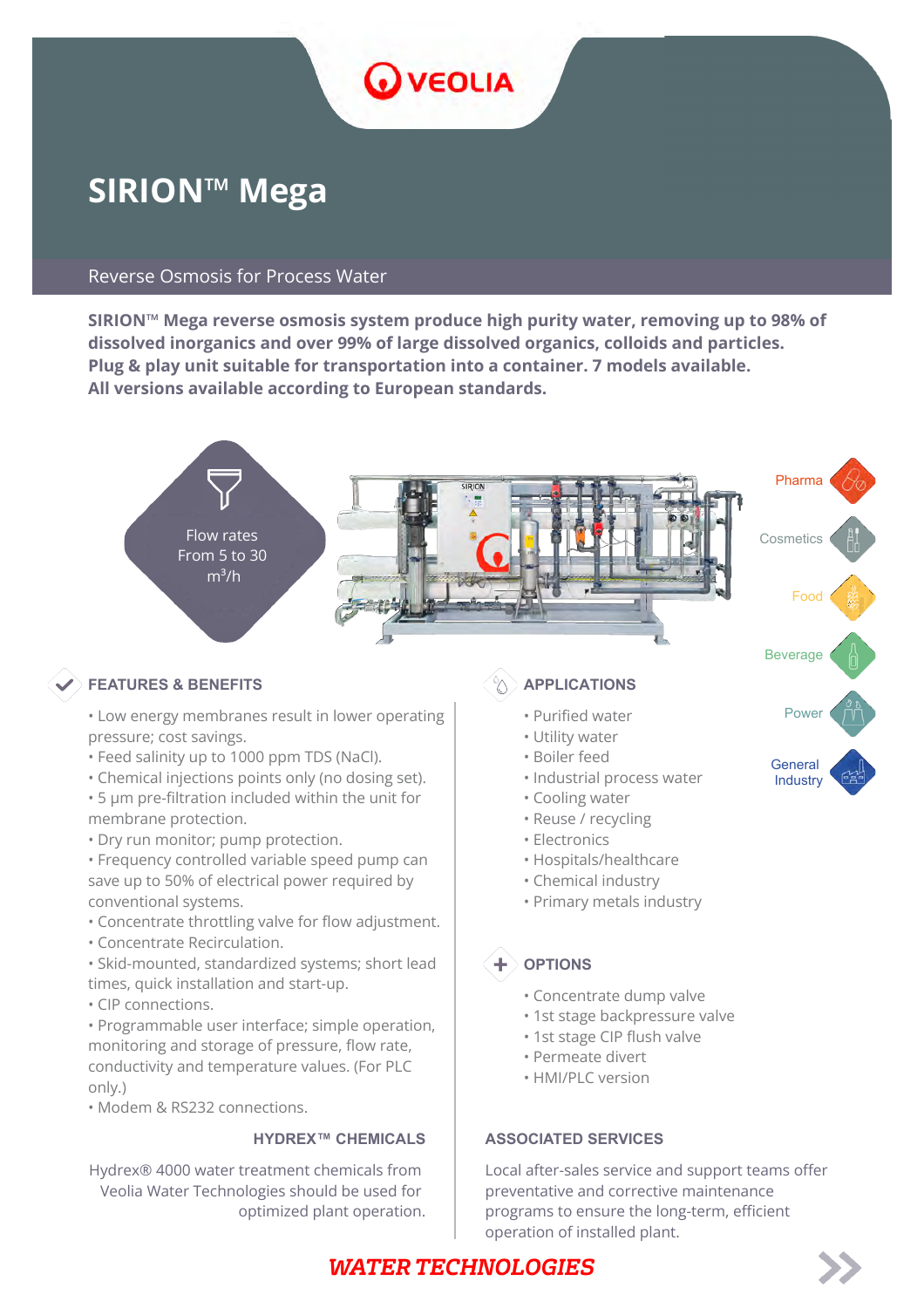# SIRION™ Mega

Reverse Osmosis for Process Water

**SIRION™ Mega reverse osmosis system produce high purity water, removing up to 98% of dissolved inorganics and over 99% of large dissolved organics, colloids and particles. Plug & play unit suitable for transportation into a container. 7 models available. All versions available according to European standards.**

Flow rates From 5 to 30 $m^3/h$

Pharma

Cosmetics

Food

Beverage

Power

General Industry

## FEATURES & BENEFITS

- Low energy membranes result in lower operating pressure; cost savings.
- Feed salinity up to 1000 ppm TDS (NaCl).
- Chemical injections points only (no dosing set).
- 5 µm pre-filtration included within the unit for membrane protection.
- Dry run monitor; pump protection.
- Frequency controlled variable speed pump can save up to 50% of electrical power required by conventional systems.
- Concentrate throttling valve for flow adjustment.
- Concentrate Recirculation.
- Skid-mounted, standardized systems; short lead times, quick installation and start-up.
- CIP connections.
- Programmable user interface; simple operation, monitoring and storage of pressure, flow rate, conductivity and temperature values. (For PLC only.)
- Modem & RS232 connections.

### HYDREX™ CHEMICALS

Hydrex® 4000 water treatment chemicals from Veolia Water Technologies should be used for optimized plant operation.

## APPLICATIONS

- Purified water
- Utility water
- Boiler feed
- Industrial process water
- Cooling water
- Reuse / recycling
- Electronics
- Hospitals/healthcare
- Chemical industry
- Primary metals industry

## OPTIONS

- Concentrate dump valve
- 1st stage backpressure valve
- 1st stage CIP flush valve
- Permeate divert
- HMI/PLC version

### ASSOCIATED SERVICES

Local after-sales service and support teams offer preventative and corrective maintenance programs to ensure the long-term, efficient operation of installed plant.

WATER TECHNOLOGIES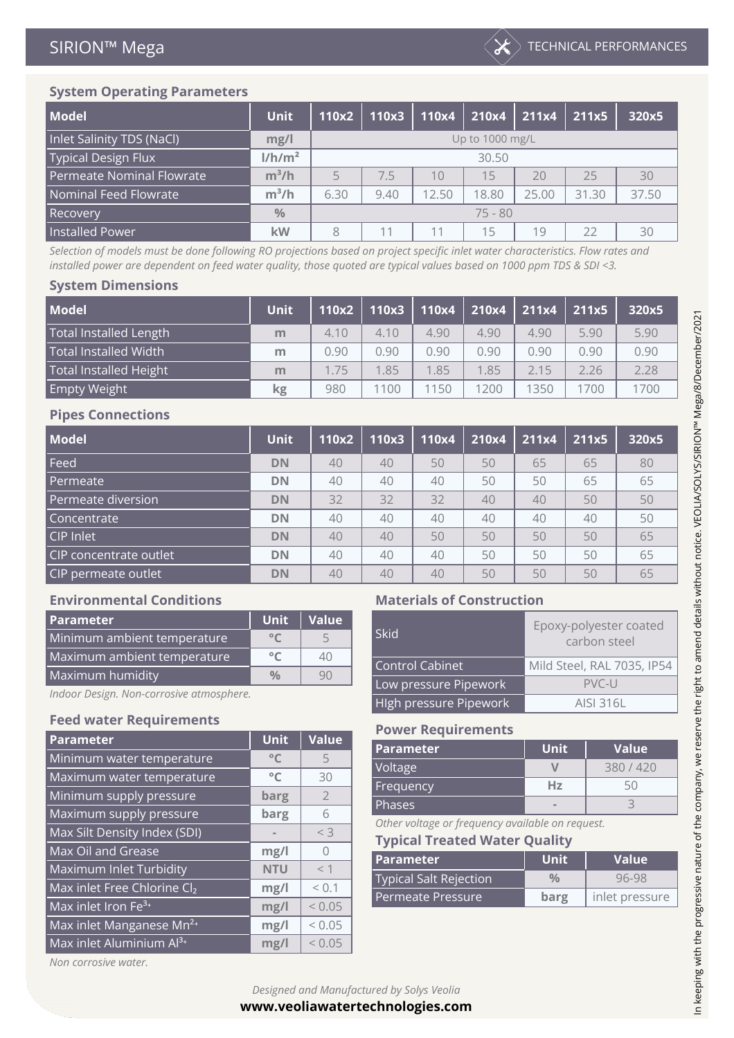# SIRION™ Mega

TECHNICAL PERFORMANCES

### System Operating Parameters

| Model | Unit | 110x2 | 110x3 | 110x4 | 210x4 | 211x4 | 211x5 | 320x5 |
|---|---|---|---|---|---|---|---|---|
| Inlet Salinity TDS (NaCl) | mg/l | Up to 1000 mg/L | | | | | | |
| Typical Design Flux | l/h/m² | 30.50 | | | | | | |
| Permeate Nominal Flowrate | m³/h | 5 | 7.5 | 10 | 15 | 20 | 25 | 30 |
| Nominal Feed Flowrate | m³/h | 6.30 | 9.40 | 12.50 | 18.80 | 25.00 | 31.30 | 37.50 |
| Recovery | % | 75 - 80 | | | | | | |
| Installed Power | kW | 8 | 11 | 11 | 15 | 19 | 22 | 30 |

*Selection of models must be done following RO projections based on project specific inlet water characteristics. Flow rates and installed power are dependent on feed water quality, those quoted are typical values based on 1000 ppm TDS & SDI <3.*

### System Dimensions

| Model | Unit | 110x2 | 110x3 | 110x4 | 210x4 | 211x4 | 211x5 | 320x5 |
|---|---|---|---|---|---|---|---|---|
| Total Installed Length | m | 4.10 | 4.10 | 4.90 | 4.90 | 4.90 | 5.90 | 5.90 |
| Total Installed Width | m | 0.90 | 0.90 | 0.90 | 0.90 | 0.90 | 0.90 | 0.90 |
| Total Installed Height | m | 1.75 | 1.85 | 1.85 | 1.85 | 2.15 | 2.26 | 2.28 |
| Empty Weight | kg | 980 | 1100 | 1150 | 1200 | 1350 | 1700 | 1700 |

### Pipes Connections

| Model | Unit | 110x2 | 110x3 | 110x4 | 210x4 | 211x4 | 211x5 | 320x5 |
|---|---|---|---|---|---|---|---|---|
| Feed | DN | 40 | 40 | 50 | 50 | 65 | 65 | 80 |
| Permeate | DN | 40 | 40 | 40 | 50 | 50 | 65 | 65 |
| Permeate diversion | DN | 32 | 32 | 32 | 40 | 40 | 50 | 50 |
| Concentrate | DN | 40 | 40 | 40 | 40 | 40 | 40 | 50 |
| CIP Inlet | DN | 40 | 40 | 50 | 50 | 50 | 50 | 65 |
| CIP concentrate outlet | DN | 40 | 40 | 40 | 50 | 50 | 50 | 65 |
| CIP permeate outlet | DN | 40 | 40 | 40 | 50 | 50 | 50 | 65 |

### Environmental Conditions

| Parameter | Unit | Value |
|---|---|---|
| Minimum ambient temperature | °C | 5 |
| Maximum ambient temperature | °C | 40 |
| Maximum humidity | % | 90 |

*Indoor Design. Non-corrosive atmosphere.*

### Feed water Requirements

| Parameter | Unit | Value |
|---|---|---|
| Minimum water temperature | °C | 5 |
| Maximum water temperature | °C | 30 |
| Minimum supply pressure | barg | 2 |
| Maximum supply pressure | barg | 6 |
| Max Silt Density Index (SDI) | - | < 3 |
| Max Oil and Grease | mg/l | 0 |
| Maximum Inlet Turbidity | NTU | < 1 |
| Max inlet Free Chlorine $Cl_2$ | mg/l | < 0.1 |
| Max inlet Iron $Fe^{3+}$ | mg/l | < 0.05 |
| Max inlet Manganese $Mn^{2+}$ | mg/l | < 0.05 |
| Max inlet Aluminium $Al^{3+}$ | mg/l | < 0.05 |

*Non corrosive water.*

### Materials of Construction

| | |
|---|---|
| Skid | Epoxy-polyester coated carbon steel |
| Control Cabinet | Mild Steel, RAL 7035, IP54 |
| Low pressure Pipework | PVC-U |
| HIgh pressure Pipework | AISI 316L |

### Power Requirements

| Parameter | Unit | Value |
|---|---|---|
| Voltage | V | 380 / 420 |
| Frequency | Hz | 50 |
| Phases | - | 3 |

*Other voltage or frequency available on request.*

### Typical Treated Water Quality

| Parameter | Unit | Value |
|---|---|---|
| Typical Salt Rejection | % | 96-98 |
| Permeate Pressure | barg | inlet pressure |

*Designed and Manufactured by Solys Veolia*

**www.veoliawatertechnologies.com**

In keeping with the progressive nature of the company, we reserve the right to amend details without notice. VEOLIA/SOLYS/SIRION™ Mega/8/December/2021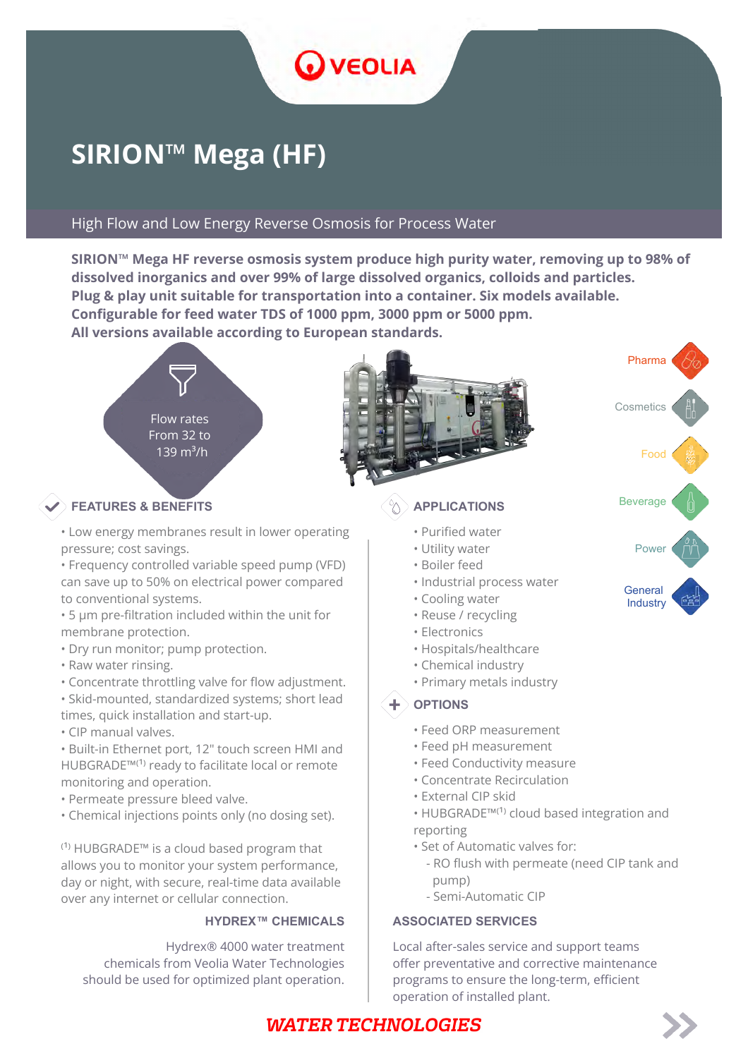# SIRION™ Mega (HF)

## High Flow and Low Energy Reverse Osmosis for Process Water

**SIRION™ Mega HF reverse osmosis system produce high purity water, removing up to 98% of dissolved inorganics and over 99% of large dissolved organics, colloids and particles.**
**Plug & play unit suitable for transportation into a container. Six models available.**
**Configurable for feed water TDS of 1000 ppm, 3000 ppm or 5000 ppm.**
**All versions available according to European standards.**

Flow rates From 32 to 139 $m^3/h$

Pharma · Cosmetics · Food · Beverage · Power · General Industry

### FEATURES & BENEFITS

- Low energy membranes result in lower operating pressure; cost savings.
- Frequency controlled variable speed pump (VFD) can save up to 50% on electrical power compared to conventional systems.
- 5 µm pre-filtration included within the unit for membrane protection.
- Dry run monitor; pump protection.
- Raw water rinsing.
- Concentrate throttling valve for flow adjustment.
- Skid-mounted, standardized systems; short lead times, quick installation and start-up.
- CIP manual valves.
- Built-in Ethernet port, 12" touch screen HMI and HUBGRADE™[1] ready to facilitate local or remote monitoring and operation.
- Permeate pressure bleed valve.
- Chemical injections points only (no dosing set).

[1] HUBGRADE™ is a cloud based program that allows you to monitor your system performance, day or night, with secure, real-time data available over any internet or cellular connection.

### HYDREX™ CHEMICALS

Hydrex® 4000 water treatment chemicals from Veolia Water Technologies should be used for optimized plant operation.

### APPLICATIONS

- Purified water
- Utility water
- Boiler feed
- Industrial process water
- Cooling water
- Reuse / recycling
- Electronics
- Hospitals/healthcare
- Chemical industry
- Primary metals industry

### OPTIONS

- Feed ORP measurement
- Feed pH measurement
- Feed Conductivity measure
- Concentrate Recirculation
- External CIP skid
- HUBGRADE™[1] cloud based integration and reporting
- Set of Automatic valves for:
  - RO flush with permeate (need CIP tank and pump)
  - Semi-Automatic CIP

### ASSOCIATED SERVICES

Local after-sales service and support teams offer preventative and corrective maintenance programs to ensure the long-term, efficient operation of installed plant.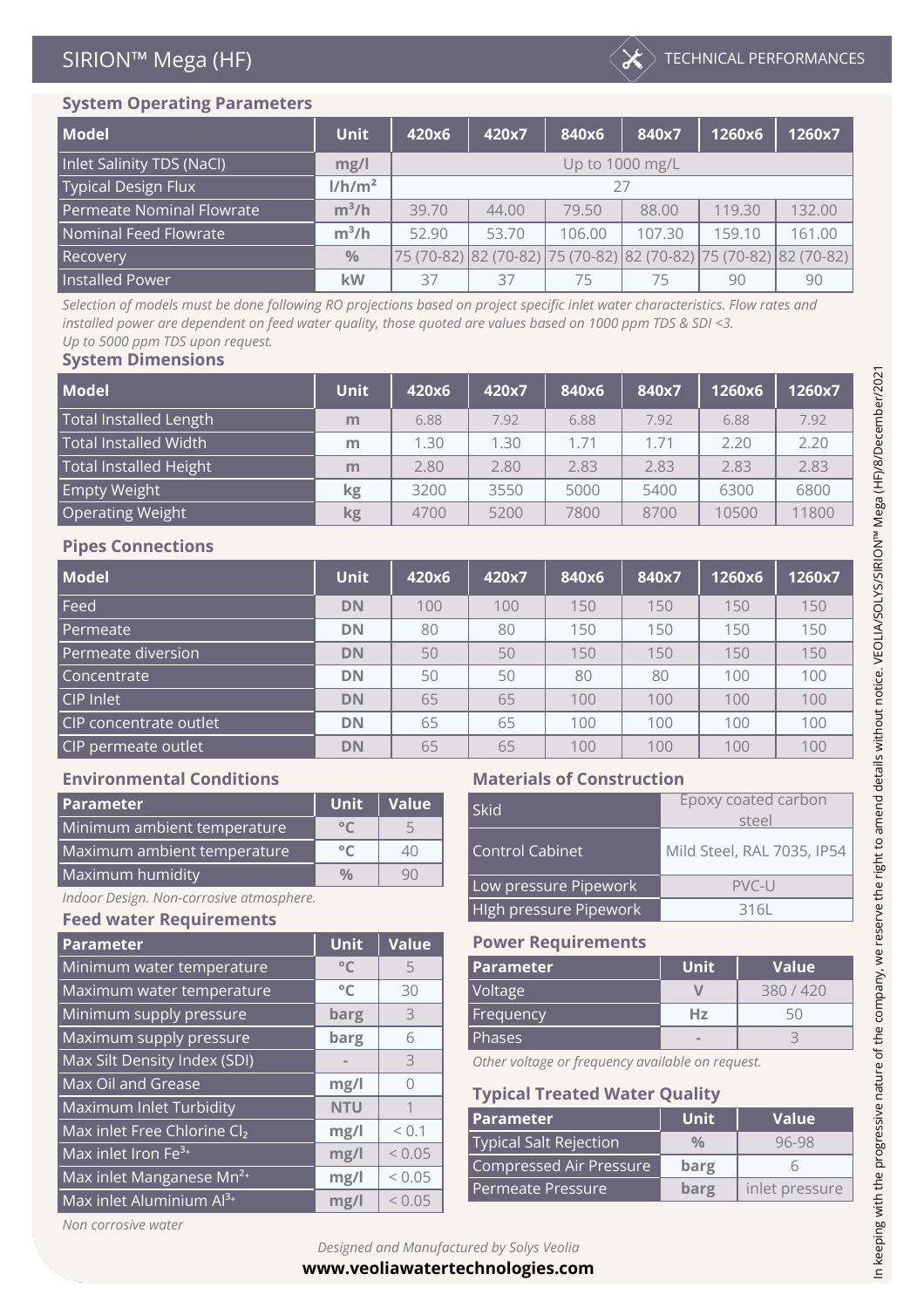# SIRION™ Mega (HF)

TECHNICAL PERFORMANCES

## System Operating Parameters

| Model | Unit | 420x6 | 420x7 | 840x6 | 840x7 | 1260x6 | 1260x7 |
|---|---|---|---|---|---|---|---|
| Inlet Salinity TDS (NaCl) | mg/l | Up to 1000 mg/L | | | | | |
| Typical Design Flux | l/h/m² | 27 | | | | | |
| Permeate Nominal Flowrate | m³/h | 39.70 | 44.00 | 79.50 | 88.00 | 119.30 | 132.00 |
| Nominal Feed Flowrate | m³/h | 52.90 | 53.70 | 106.00 | 107.30 | 159.10 | 161.00 |
| Recovery | % | 75 (70-82) | 82 (70-82) | 75 (70-82) | 82 (70-82) | 75 (70-82) | 82 (70-82) |
| Installed Power | kW | 37 | 37 | 75 | 75 | 90 | 90 |

*Selection of models must be done following RO projections based on project specific inlet water characteristics. Flow rates and installed power are dependent on feed water quality, those quoted are values based on 1000 ppm TDS & SDI <3.*
*Up to 5000 ppm TDS upon request.*

## System Dimensions

| Model | Unit | 420x6 | 420x7 | 840x6 | 840x7 | 1260x6 | 1260x7 |
|---|---|---|---|---|---|---|---|
| Total Installed Length | m | 6.88 | 7.92 | 6.88 | 7.92 | 6.88 | 7.92 |
| Total Installed Width | m | 1.30 | 1.30 | 1.71 | 1.71 | 2.20 | 2.20 |
| Total Installed Height | m | 2.80 | 2.80 | 2.83 | 2.83 | 2.83 | 2.83 |
| Empty Weight | kg | 3200 | 3550 | 5000 | 5400 | 6300 | 6800 |
| Operating Weight | kg | 4700 | 5200 | 7800 | 8700 | 10500 | 11800 |

## Pipes Connections

| Model | Unit | 420x6 | 420x7 | 840x6 | 840x7 | 1260x6 | 1260x7 |
|---|---|---|---|---|---|---|---|
| Feed | DN | 100 | 100 | 150 | 150 | 150 | 150 |
| Permeate | DN | 80 | 80 | 150 | 150 | 150 | 150 |
| Permeate diversion | DN | 50 | 50 | 150 | 150 | 150 | 150 |
| Concentrate | DN | 50 | 50 | 80 | 80 | 100 | 100 |
| CIP Inlet | DN | 65 | 65 | 100 | 100 | 100 | 100 |
| CIP concentrate outlet | DN | 65 | 65 | 100 | 100 | 100 | 100 |
| CIP permeate outlet | DN | 65 | 65 | 100 | 100 | 100 | 100 |

## Environmental Conditions

| Parameter | Unit | Value |
|---|---|---|
| Minimum ambient temperature | °C | 5 |
| Maximum ambient temperature | °C | 40 |
| Maximum humidity | % | 90 |

*Indoor Design. Non-corrosive atmosphere.*

## Feed water Requirements

| Parameter | Unit | Value |
|---|---|---|
| Minimum water temperature | °C | 5 |
| Maximum water temperature | °C | 30 |
| Minimum supply pressure | barg | 3 |
| Maximum supply pressure | barg | 6 |
| Max Silt Density Index (SDI) | - | 3 |
| Max Oil and Grease | mg/l | 0 |
| Maximum Inlet Turbidity | NTU | 1 |
| Max inlet Free Chlorine $Cl_2$ | mg/l | < 0.1 |
| Max inlet Iron $Fe^{3+}$ | mg/l | < 0.05 |
| Max inlet Manganese $Mn^{2+}$ | mg/l | < 0.05 |
| Max inlet Aluminium $Al^{3+}$ | mg/l | < 0.05 |

*Non corrosive water*

## Materials of Construction

| | |
|---|---|
| Skid | Epoxy coated carbon steel |
| Control Cabinet | Mild Steel, RAL 7035, IP54 |
| Low pressure Pipework | PVC-U |
| HIgh pressure Pipework | 316L |

## Power Requirements

| Parameter | Unit | Value |
|---|---|---|
| Voltage | V | 380 / 420 |
| Frequency | Hz | 50 |
| Phases | - | 3 |

*Other voltage or frequency available on request.*

## Typical Treated Water Quality

| Parameter | Unit | Value |
|---|---|---|
| Typical Salt Rejection | % | 96-98 |
| Compressed Air Pressure | barg | 6 |
| Permeate Pressure | barg | inlet pressure |

*Designed and Manufactured by Solys Veolia*
**www.veoliawatertechnologies.com**

In keeping with the progressive nature of the company, we reserve the right to amend details without notice. VEOLIA/SOLYS/SIRION™ Mega (HF)/8/December/2021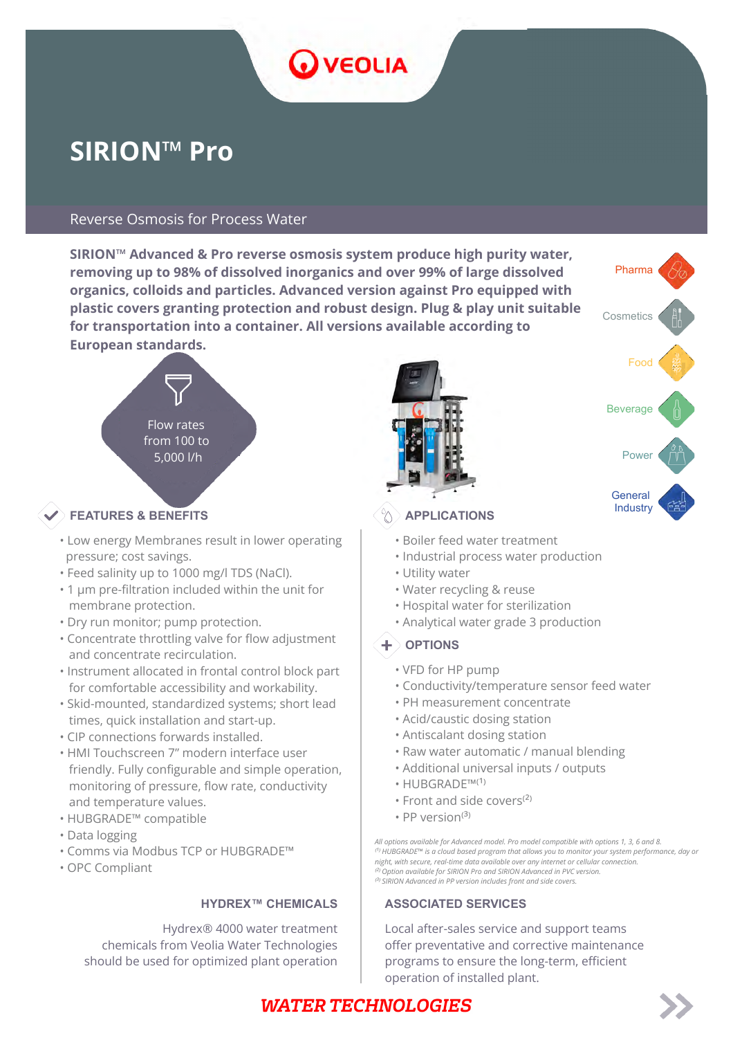# SIRION™ Pro

Reverse Osmosis for Process Water

**SIRION™ Advanced & Pro reverse osmosis system produce high purity water, removing up to 98% of dissolved inorganics and over 99% of large dissolved organics, colloids and particles. Advanced version against Pro equipped with plastic covers granting protection and robust design. Plug & play unit suitable for transportation into a container. All versions available according to European standards.**

Pharma

Cosmetics

Food

Beverage

Power

General Industry

Flow rates from 100 to 5,000 l/h

## FEATURES & BENEFITS

- Low energy Membranes result in lower operating pressure; cost savings.
- Feed salinity up to 1000 mg/l TDS (NaCl).
- 1 µm pre-filtration included within the unit for membrane protection.
- Dry run monitor; pump protection.
- Concentrate throttling valve for flow adjustment and concentrate recirculation.
- Instrument allocated in frontal control block part for comfortable accessibility and workability.
- Skid-mounted, standardized systems; short lead times, quick installation and start-up.
- CIP connections forwards installed.
- HMI Touchscreen 7" modern interface user friendly. Fully configurable and simple operation, monitoring of pressure, flow rate, conductivity and temperature values.
- HUBGRADE™ compatible
- Data logging
- Comms via Modbus TCP or HUBGRADE™
- OPC Compliant

## APPLICATIONS

- Boiler feed water treatment
- Industrial process water production
- Utility water
- Water recycling & reuse
- Hospital water for sterilization
- Analytical water grade 3 production

## OPTIONS

- VFD for HP pump
- Conductivity/temperature sensor feed water
- PH measurement concentrate
- Acid/caustic dosing station
- Antiscalant dosing station
- Raw water automatic / manual blending
- Additional universal inputs / outputs
- HUBGRADE™ (1)
- Front and side covers (2)
- PP version (3)

*All options available for Advanced model. Pro model compatible with options 1, 3, 6 and 8.*
*(1) HUBGRADE™ is a cloud based program that allows you to monitor your system performance, day or night, with secure, real-time data available over any internet or cellular connection.*
*(2) Option available for SIRION Pro and SIRION Advanced in PVC version.*
*(3) SIRION Advanced in PP version includes front and side covers.*

## HYDREX™ CHEMICALS

Hydrex® 4000 water treatment chemicals from Veolia Water Technologies should be used for optimized plant operation

## ASSOCIATED SERVICES

Local after-sales service and support teams offer preventative and corrective maintenance programs to ensure the long-term, efficient operation of installed plant.

**WATER TECHNOLOGIES**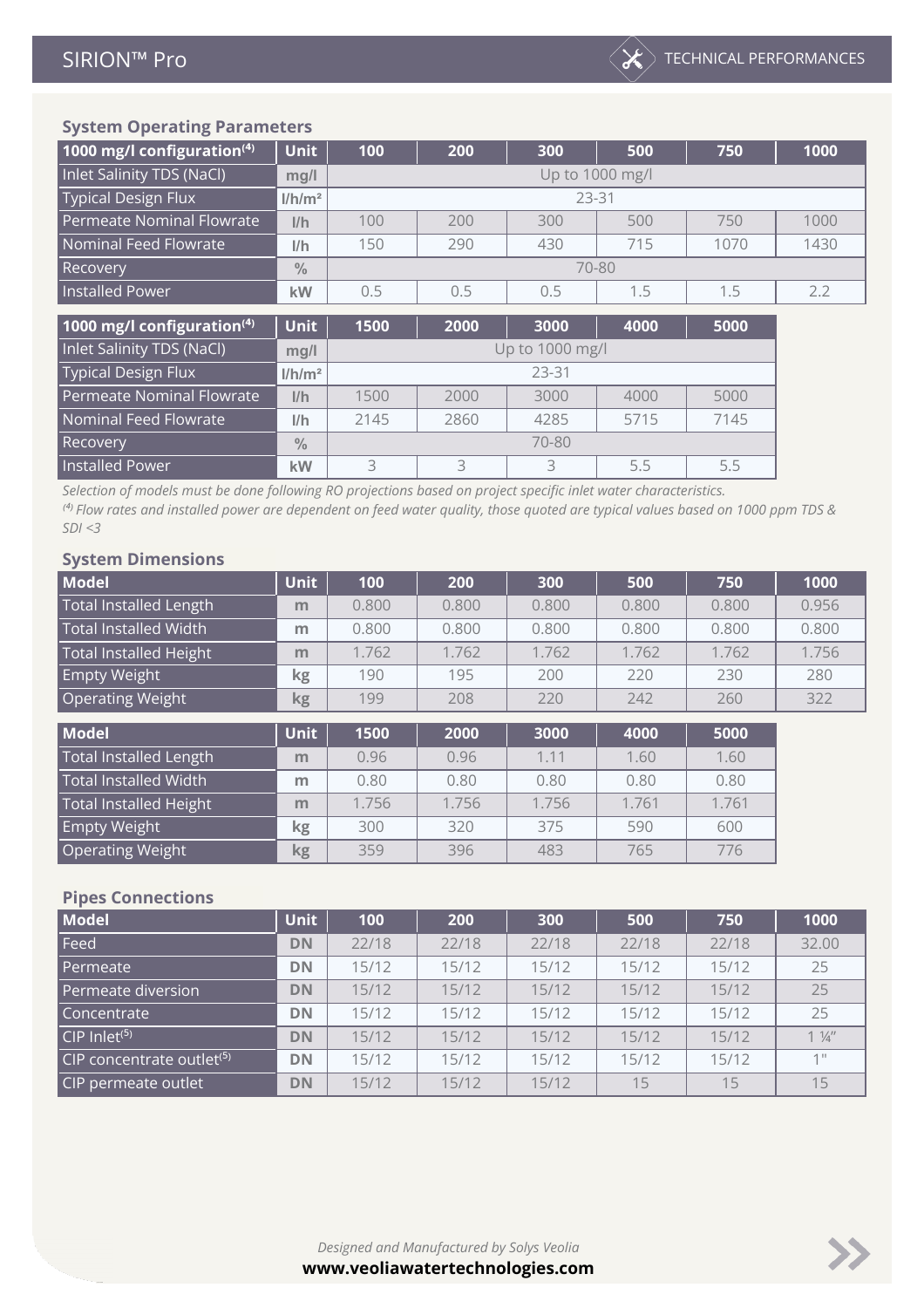## System Operating Parameters

| 1000 mg/l configuration[4] | Unit | 100 | 200 | 300 | 500 | 750 | 1000 |
|---|---|---|---|---|---|---|---|
| Inlet Salinity TDS (NaCl) | mg/l | Up to 1000 mg/l | | | | | |
| Typical Design Flux | l/h/m² | 23-31 | | | | | |
| Permeate Nominal Flowrate | l/h | 100 | 200 | 300 | 500 | 750 | 1000 |
| Nominal Feed Flowrate | l/h | 150 | 290 | 430 | 715 | 1070 | 1430 |
| Recovery | % | 70-80 | | | | | |
| Installed Power | kW | 0.5 | 0.5 | 0.5 | 1.5 | 1.5 | 2.2 |

| 1000 mg/l configuration[4] | Unit | 1500 | 2000 | 3000 | 4000 | 5000 |
|---|---|---|---|---|---|---|
| Inlet Salinity TDS (NaCl) | mg/l | Up to 1000 mg/l | | | | |
| Typical Design Flux | l/h/m² | 23-31 | | | | |
| Permeate Nominal Flowrate | l/h | 1500 | 2000 | 3000 | 4000 | 5000 |
| Nominal Feed Flowrate | l/h | 2145 | 2860 | 4285 | 5715 | 7145 |
| Recovery | % | 70-80 | | | | |
| Installed Power | kW | 3 | 3 | 3 | 5.5 | 5.5 |

*Selection of models must be done following RO projections based on project specific inlet water characteristics.*

*[4] Flow rates and installed power are dependent on feed water quality, those quoted are typical values based on 1000 ppm TDS & SDI <3*

## System Dimensions

| Model | Unit | 100 | 200 | 300 | 500 | 750 | 1000 |
|---|---|---|---|---|---|---|---|
| Total Installed Length | m | 0.800 | 0.800 | 0.800 | 0.800 | 0.800 | 0.956 |
| Total Installed Width | m | 0.800 | 0.800 | 0.800 | 0.800 | 0.800 | 0.800 |
| Total Installed Height | m | 1.762 | 1.762 | 1.762 | 1.762 | 1.762 | 1.756 |
| Empty Weight | kg | 190 | 195 | 200 | 220 | 230 | 280 |
| Operating Weight | kg | 199 | 208 | 220 | 242 | 260 | 322 |

| Model | Unit | 1500 | 2000 | 3000 | 4000 | 5000 |
|---|---|---|---|---|---|---|
| Total Installed Length | m | 0.96 | 0.96 | 1.11 | 1.60 | 1.60 |
| Total Installed Width | m | 0.80 | 0.80 | 0.80 | 0.80 | 0.80 |
| Total Installed Height | m | 1.756 | 1.756 | 1.756 | 1.761 | 1.761 |
| Empty Weight | kg | 300 | 320 | 375 | 590 | 600 |
| Operating Weight | kg | 359 | 396 | 483 | 765 | 776 |

## Pipes Connections

| Model | Unit | 100 | 200 | 300 | 500 | 750 | 1000 |
|---|---|---|---|---|---|---|---|
| Feed | DN | 22/18 | 22/18 | 22/18 | 22/18 | 22/18 | 32.00 |
| Permeate | DN | 15/12 | 15/12 | 15/12 | 15/12 | 15/12 | 25 |
| Permeate diversion | DN | 15/12 | 15/12 | 15/12 | 15/12 | 15/12 | 25 |
| Concentrate | DN | 15/12 | 15/12 | 15/12 | 15/12 | 15/12 | 25 |
| CIP Inlet[5] | DN | 15/12 | 15/12 | 15/12 | 15/12 | 15/12 | 1 ¼" |
| CIP concentrate outlet[5] | DN | 15/12 | 15/12 | 15/12 | 15/12 | 15/12 | 1" |
| CIP permeate outlet | DN | 15/12 | 15/12 | 15/12 | 15 | 15 | 15 |

*Designed and Manufactured by Solys Veolia*

**www.veoliawatertechnologies.com**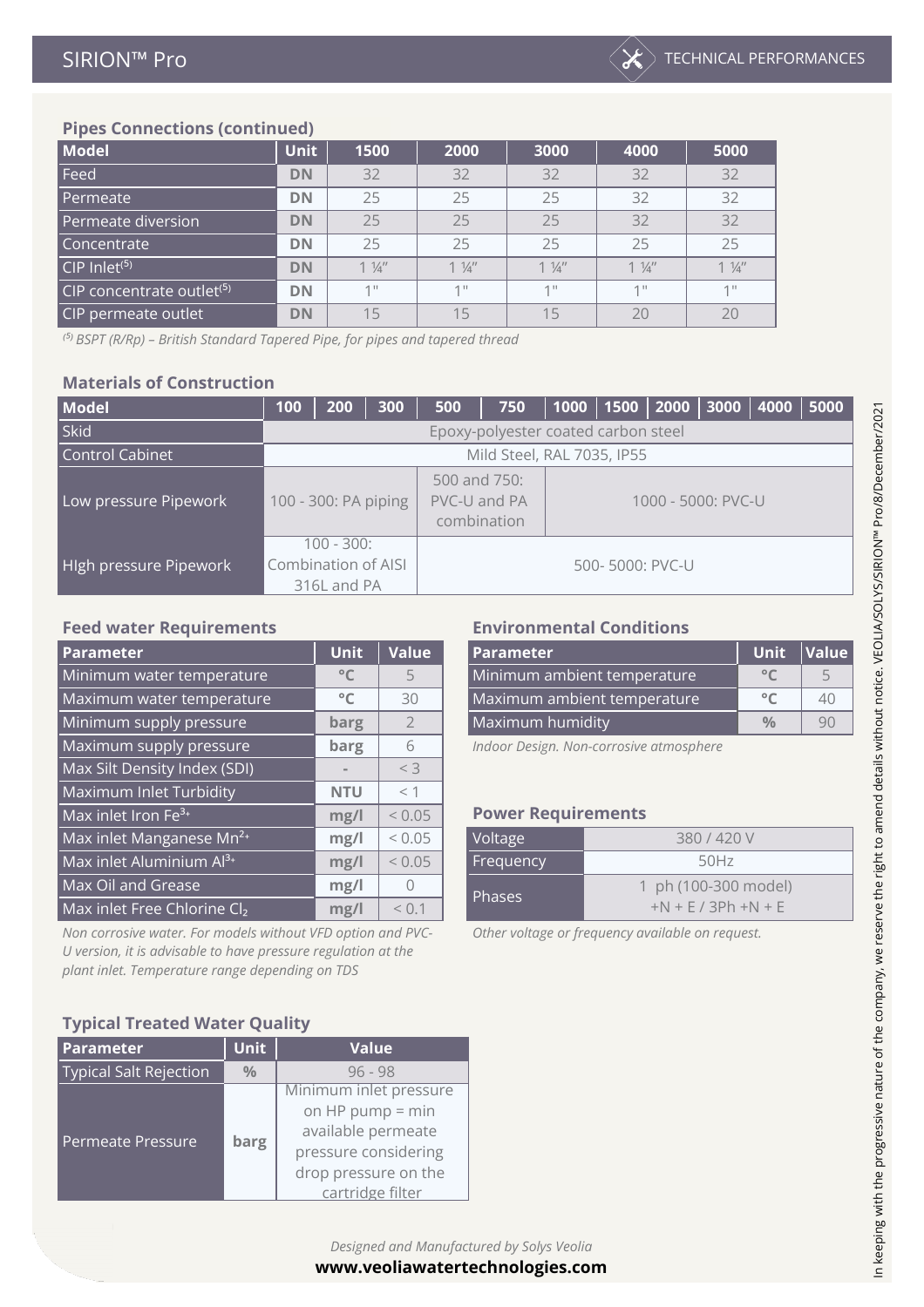### Pipes Connections (continued)

| Model | Unit | 1500 | 2000 | 3000 | 4000 | 5000 |
|---|---|---|---|---|---|---|
| Feed | DN | 32 | 32 | 32 | 32 | 32 |
| Permeate | DN | 25 | 25 | 25 | 32 | 32 |
| Permeate diversion | DN | 25 | 25 | 25 | 32 | 32 |
| Concentrate | DN | 25 | 25 | 25 | 25 | 25 |
| CIP Inlet[5] | DN | 1 ¼″ | 1 ¼″ | 1 ¼″ | 1 ¼″ | 1 ¼″ |
| CIP concentrate outlet[5] | DN | 1" | 1" | 1" | 1" | 1" |
| CIP permeate outlet | DN | 15 | 15 | 15 | 20 | 20 |

*[5] BSPT (R/Rp) – British Standard Tapered Pipe, for pipes and tapered thread*

### Materials of Construction

| Model | 100 | 200 | 300 | 500 | 750 | 1000 | 1500 | 2000 | 3000 | 4000 | 5000 |
|---|---|---|---|---|---|---|---|---|---|---|---|
| Skid | Epoxy-polyester coated carbon steel | | | | | | | | | | |
| Control Cabinet | Mild Steel, RAL 7035, IP55 | | | | | | | | | | |
| Low pressure Pipework | 100 - 300: PA piping | | | 500 and 750: PVC-U and PA combination | | 1000 - 5000: PVC-U | | | | | |
| HIgh pressure Pipework | 100 - 300: Combination of AISI 316L and PA | | | 500- 5000: PVC-U | | | | | | | |

### Feed water Requirements

| Parameter | Unit | Value |
|---|---|---|
| Minimum water temperature | °C | 5 |
| Maximum water temperature | °C | 30 |
| Minimum supply pressure | barg | 2 |
| Maximum supply pressure | barg | 6 |
| Max Silt Density Index (SDI) | - | < 3 |
| Maximum Inlet Turbidity | NTU | < 1 |
| Max inlet Iron $Fe^{3+}$ | mg/l | < 0.05 |
| Max inlet Manganese $Mn^{2+}$ | mg/l | < 0.05 |
| Max inlet Aluminium $Al^{3+}$ | mg/l | < 0.05 |
| Max Oil and Grease | mg/l | 0 |
| Max inlet Free Chlorine $Cl_2$ | mg/l | < 0.1 |

*Non corrosive water. For models without VFD option and PVC-U version, it is advisable to have pressure regulation at the plant inlet. Temperature range depending on TDS*

### Environmental Conditions

| Parameter | Unit | Value |
|---|---|---|
| Minimum ambient temperature | °C | 5 |
| Maximum ambient temperature | °C | 40 |
| Maximum humidity | % | 90 |

*Indoor Design. Non-corrosive atmosphere*

### Power Requirements

| | |
|---|---|
| Voltage | 380 / 420 V |
| Frequency | 50Hz |
| Phases | 1 ph (100-300 model) +N + E / 3Ph +N + E |

*Other voltage or frequency available on request.*

### Typical Treated Water Quality

| Parameter | Unit | Value |
|---|---|---|
| Typical Salt Rejection | % | 96 - 98 |
| Permeate Pressure | barg | Minimum inlet pressure on HP pump = min available permeate pressure considering drop pressure on the cartridge filter |

*Designed and Manufactured by Solys Veolia*

**www.veoliawatertechnologies.com**

In keeping with the progressive nature of the company, we reserve the right to amend details without notice. VEOLIA/SOLYS/SIRION™ Pro/8/December/2021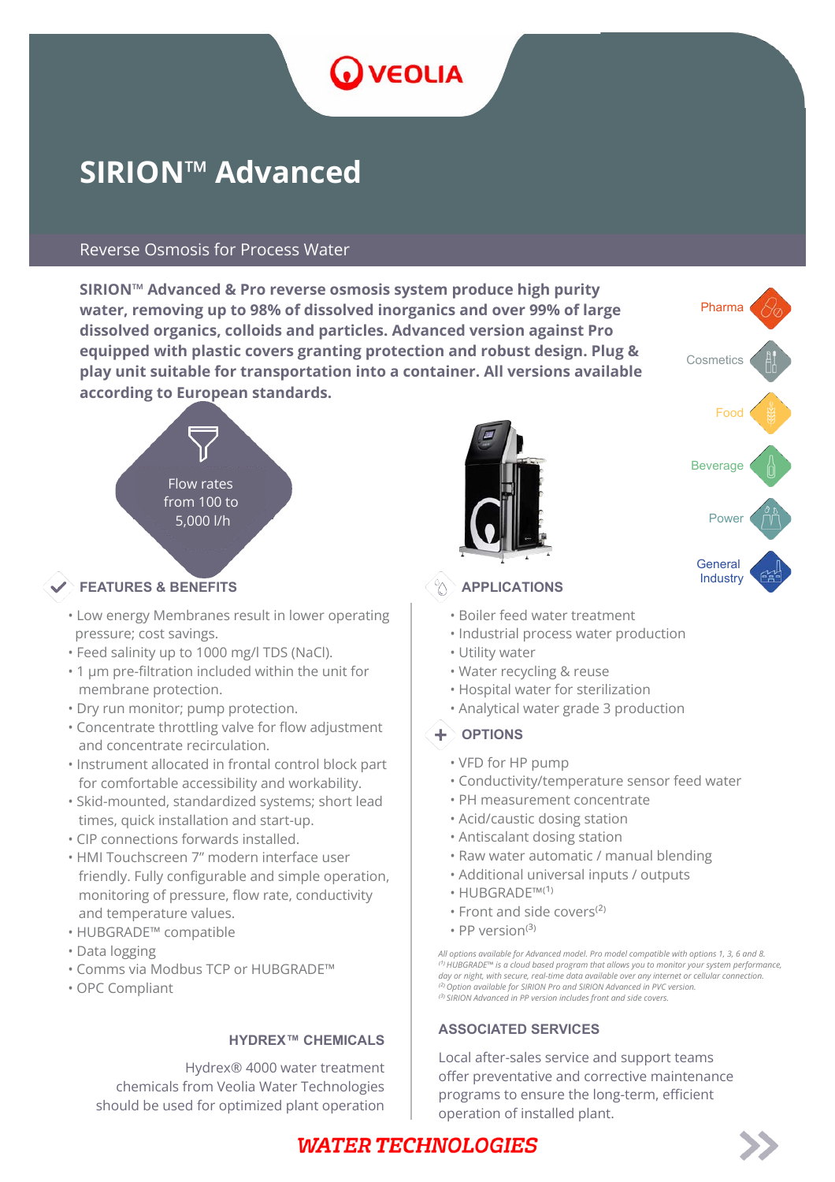# SIRION™ Advanced

## Reverse Osmosis for Process Water

**SIRION™ Advanced & Pro reverse osmosis system produce high purity water, removing up to 98% of dissolved inorganics and over 99% of large dissolved organics, colloids and particles. Advanced version against Pro equipped with plastic covers granting protection and robust design. Plug & play unit suitable for transportation into a container. All versions available according to European standards.**

Flow rates from 100 to 5,000 l/h

Pharma | Cosmetics | Food | Beverage | Power | General Industry

### FEATURES & BENEFITS

- Low energy Membranes result in lower operating pressure; cost savings.
- Feed salinity up to 1000 mg/l TDS (NaCl).
- 1 µm pre-filtration included within the unit for membrane protection.
- Dry run monitor; pump protection.
- Concentrate throttling valve for flow adjustment and concentrate recirculation.
- Instrument allocated in frontal control block part for comfortable accessibility and workability.
- Skid-mounted, standardized systems; short lead times, quick installation and start-up.
- CIP connections forwards installed.
- HMI Touchscreen 7" modern interface user friendly. Fully configurable and simple operation, monitoring of pressure, flow rate, conductivity and temperature values.
- HUBGRADE™ compatible
- Data logging
- Comms via Modbus TCP or HUBGRADE™
- OPC Compliant

### APPLICATIONS

- Boiler feed water treatment
- Industrial process water production
- Utility water
- Water recycling & reuse
- Hospital water for sterilization
- Analytical water grade 3 production

### OPTIONS

- VFD for HP pump
- Conductivity/temperature sensor feed water
- PH measurement concentrate
- Acid/caustic dosing station
- Antiscalant dosing station
- Raw water automatic / manual blending
- Additional universal inputs / outputs
- HUBGRADE™[1]
- Front and side covers[2]
- PP version[3]

*All options available for Advanced model. Pro model compatible with options 1, 3, 6 and 8.*
*[1] HUBGRADE™ is a cloud based program that allows you to monitor your system performance, day or night, with secure, real-time data available over any internet or cellular connection.*
*[2] Option available for SIRION Pro and SIRION Advanced in PVC version.*
*[3] SIRION Advanced in PP version includes front and side covers.*

### HYDREX™ CHEMICALS

Hydrex® 4000 water treatment chemicals from Veolia Water Technologies should be used for optimized plant operation

### ASSOCIATED SERVICES

Local after-sales service and support teams offer preventative and corrective maintenance programs to ensure the long-term, efficient operation of installed plant.

**WATER TECHNOLOGIES**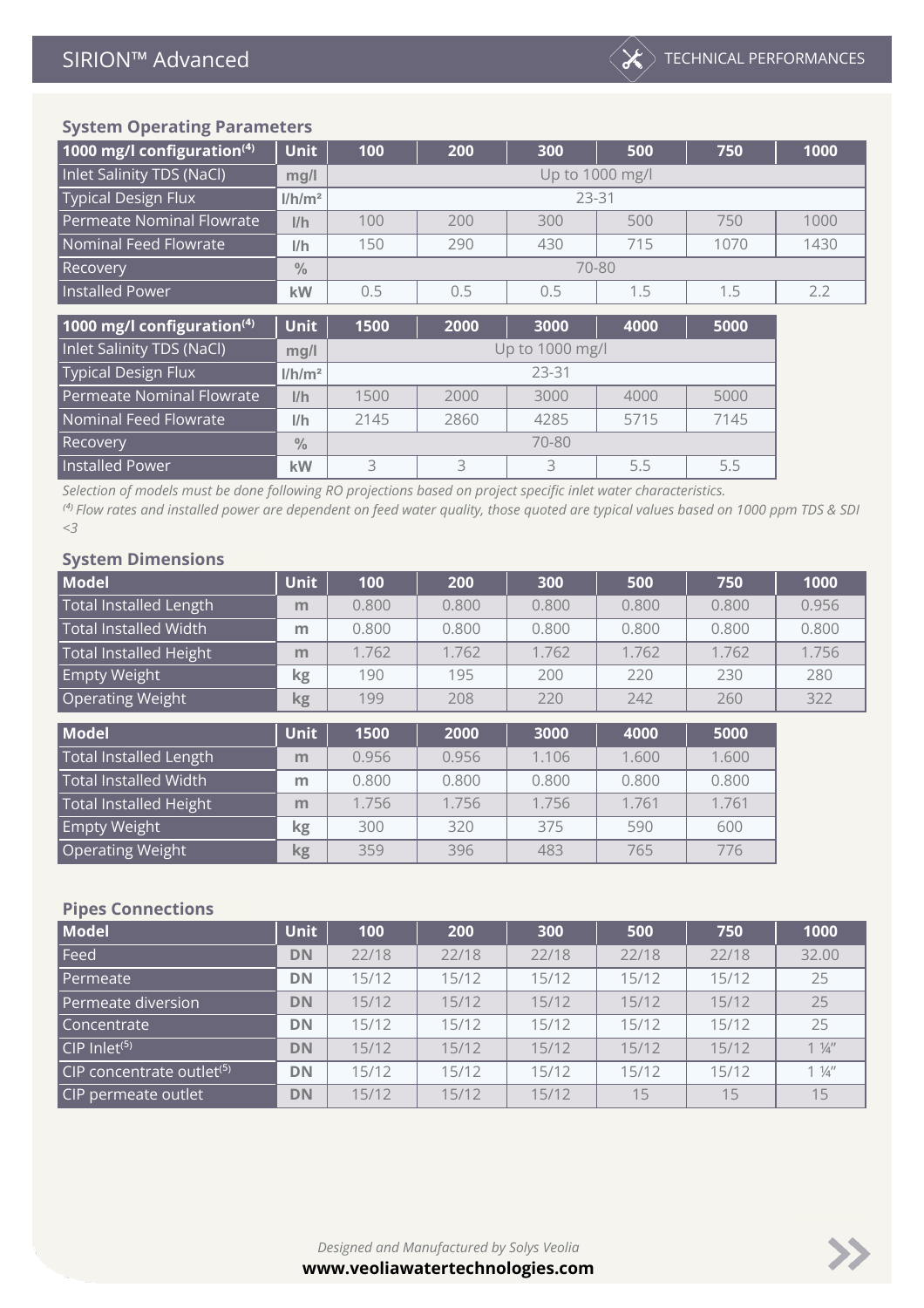## System Operating Parameters

| 1000 mg/l configuration[4] | Unit | 100 | 200 | 300 | 500 | 750 | 1000 |
|---|---|---|---|---|---|---|---|
| Inlet Salinity TDS (NaCl) | mg/l | Up to 1000 mg/l | | | | | |
| Typical Design Flux | l/h/m² | 23-31 | | | | | |
| Permeate Nominal Flowrate | l/h | 100 | 200 | 300 | 500 | 750 | 1000 |
| Nominal Feed Flowrate | l/h | 150 | 290 | 430 | 715 | 1070 | 1430 |
| Recovery | % | 70-80 | | | | | |
| Installed Power | kW | 0.5 | 0.5 | 0.5 | 1.5 | 1.5 | 2.2 |

| 1000 mg/l configuration[4] | Unit | 1500 | 2000 | 3000 | 4000 | 5000 |
|---|---|---|---|---|---|---|
| Inlet Salinity TDS (NaCl) | mg/l | Up to 1000 mg/l | | | | |
| Typical Design Flux | l/h/m² | 23-31 | | | | |
| Permeate Nominal Flowrate | l/h | 1500 | 2000 | 3000 | 4000 | 5000 |
| Nominal Feed Flowrate | l/h | 2145 | 2860 | 4285 | 5715 | 7145 |
| Recovery | % | 70-80 | | | | |
| Installed Power | kW | 3 | 3 | 3 | 5.5 | 5.5 |

*Selection of models must be done following RO projections based on project specific inlet water characteristics.*

*[4] Flow rates and installed power are dependent on feed water quality, those quoted are typical values based on 1000 ppm TDS & SDI <3*

## System Dimensions

| Model | Unit | 100 | 200 | 300 | 500 | 750 | 1000 |
|---|---|---|---|---|---|---|---|
| Total Installed Length | m | 0.800 | 0.800 | 0.800 | 0.800 | 0.800 | 0.956 |
| Total Installed Width | m | 0.800 | 0.800 | 0.800 | 0.800 | 0.800 | 0.800 |
| Total Installed Height | m | 1.762 | 1.762 | 1.762 | 1.762 | 1.762 | 1.756 |
| Empty Weight | kg | 190 | 195 | 200 | 220 | 230 | 280 |
| Operating Weight | kg | 199 | 208 | 220 | 242 | 260 | 322 |

| Model | Unit | 1500 | 2000 | 3000 | 4000 | 5000 |
|---|---|---|---|---|---|---|
| Total Installed Length | m | 0.956 | 0.956 | 1.106 | 1.600 | 1.600 |
| Total Installed Width | m | 0.800 | 0.800 | 0.800 | 0.800 | 0.800 |
| Total Installed Height | m | 1.756 | 1.756 | 1.756 | 1.761 | 1.761 |
| Empty Weight | kg | 300 | 320 | 375 | 590 | 600 |
| Operating Weight | kg | 359 | 396 | 483 | 765 | 776 |

## Pipes Connections

| Model | Unit | 100 | 200 | 300 | 500 | 750 | 1000 |
|---|---|---|---|---|---|---|---|
| Feed | DN | 22/18 | 22/18 | 22/18 | 22/18 | 22/18 | 32.00 |
| Permeate | DN | 15/12 | 15/12 | 15/12 | 15/12 | 15/12 | 25 |
| Permeate diversion | DN | 15/12 | 15/12 | 15/12 | 15/12 | 15/12 | 25 |
| Concentrate | DN | 15/12 | 15/12 | 15/12 | 15/12 | 15/12 | 25 |
| CIP Inlet[5] | DN | 15/12 | 15/12 | 15/12 | 15/12 | 15/12 | 1 ¼" |
| CIP concentrate outlet[5] | DN | 15/12 | 15/12 | 15/12 | 15/12 | 15/12 | 1 ¼" |
| CIP permeate outlet | DN | 15/12 | 15/12 | 15/12 | 15 | 15 | 15 |

*Designed and Manufactured by Solys Veolia*

**www.veoliawatertechnologies.com**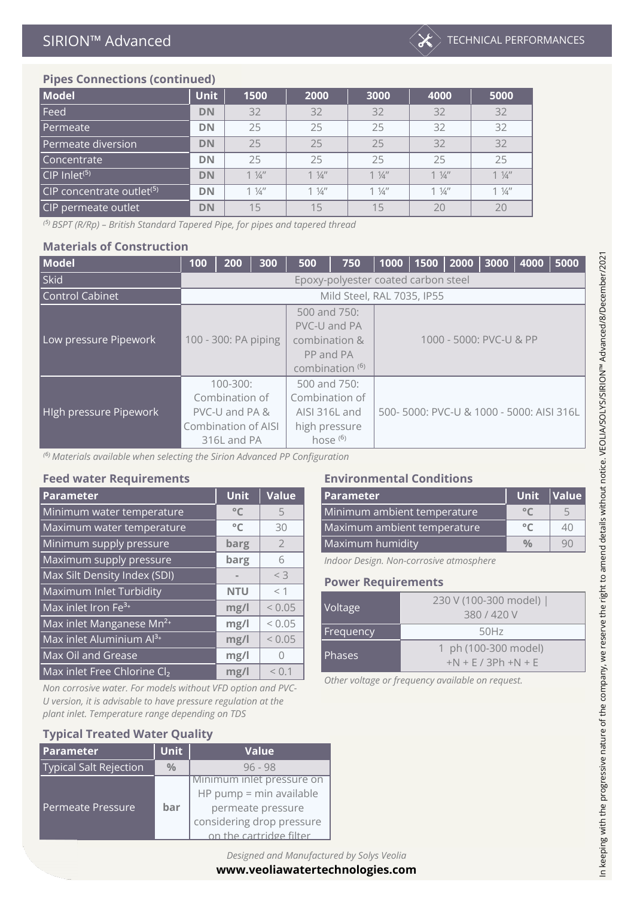## Pipes Connections (continued)

| Model | Unit | 1500 | 2000 | 3000 | 4000 | 5000 |
|---|---|---|---|---|---|---|
| Feed | DN | 32 | 32 | 32 | 32 | 32 |
| Permeate | DN | 25 | 25 | 25 | 32 | 32 |
| Permeate diversion | DN | 25 | 25 | 25 | 32 | 32 |
| Concentrate | DN | 25 | 25 | 25 | 25 | 25 |
| CIP Inlet[5] | DN | 1 ¼" | 1 ¼" | 1 ¼" | 1 ¼" | 1 ¼" |
| CIP concentrate outlet[5] | DN | 1 ¼" | 1 ¼" | 1 ¼" | 1 ¼" | 1 ¼" |
| CIP permeate outlet | DN | 15 | 15 | 15 | 20 | 20 |

*[5] BSPT (R/Rp) – British Standard Tapered Pipe, for pipes and tapered thread*

## Materials of Construction

| Model | 100 | 200 | 300 | 500 | 750 | 1000 | 1500 | 2000 | 3000 | 4000 | 5000 |
|---|---|---|---|---|---|---|---|---|---|---|---|
| Skid | Epoxy-polyester coated carbon steel | | | | | | | | | | |
| Control Cabinet | Mild Steel, RAL 7035, IP55 | | | | | | | | | | |
| Low pressure Pipework | 100 - 300: PA piping | | | 500 and 750: PVC-U and PA combination & PP and PA combination [6] | | 1000 - 5000: PVC-U & PP | | | | | |
| HIgh pressure Pipework | 100-300: Combination of PVC-U and PA & Combination of AISI 316L and PA | | | 500 and 750: Combination of AISI 316L and high pressure hose [6] | | 500- 5000: PVC-U & 1000 - 5000: AISI 316L | | | | | |

*[6] Materials available when selecting the Sirion Advanced PP Configuration*

## Feed water Requirements

| Parameter | Unit | Value |
|---|---|---|
| Minimum water temperature | °C | 5 |
| Maximum water temperature | °C | 30 |
| Minimum supply pressure | barg | 2 |
| Maximum supply pressure | barg | 6 |
| Max Silt Density Index (SDI) | - | < 3 |
| Maximum Inlet Turbidity | NTU | < 1 |
| Max inlet Iron $Fe^{3+}$ | mg/l | < 0.05 |
| Max inlet Manganese $Mn^{2+}$ | mg/l | < 0.05 |
| Max inlet Aluminium $Al^{3+}$ | mg/l | < 0.05 |
| Max Oil and Grease | mg/l | 0 |
| Max inlet Free Chlorine $Cl_2$ | mg/l | < 0.1 |

*Non corrosive water. For models without VFD option and PVC-U version, it is advisable to have pressure regulation at the plant inlet. Temperature range depending on TDS*

## Typical Treated Water Quality

| Parameter | Unit | Value |
|---|---|---|
| Typical Salt Rejection | % | 96 - 98 |
| Permeate Pressure | bar | Minimum inlet pressure on HP pump = min available permeate pressure considering drop pressure on the cartridge filter |

## Environmental Conditions

| Parameter | Unit | Value |
|---|---|---|
| Minimum ambient temperature | °C | 5 |
| Maximum ambient temperature | °C | 40 |
| Maximum humidity | % | 90 |

*Indoor Design. Non-corrosive atmosphere*

## Power Requirements

| | |
|---|---|
| Voltage | 230 V (100-300 model) \| 380 / 420 V |
| Frequency | 50Hz |
| Phases | 1 ph (100-300 model) +N + E / 3Ph +N + E |

*Other voltage or frequency available on request.*

Designed and Manufactured by Solys Veolia

**www.veoliawatertechnologies.com**

In keeping with the progressive nature of the company, we reserve the right to amend details without notice. VEOLIA/SOLYS/SIRION™ Advanced/8/December/2021